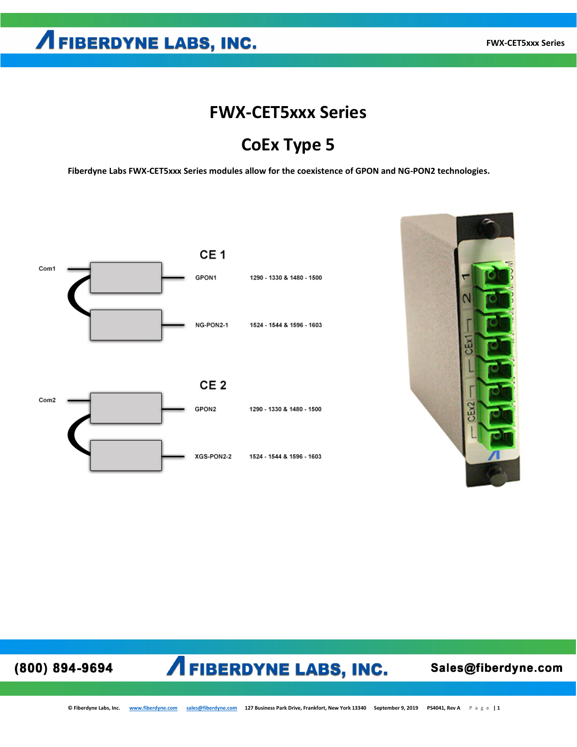# FWX-CET5xxx Series

## CoEx Type 5

**Fiberdyne Labs FWX-CET5xxx Series modules allow for the coexistence of GPON and NG-PON2 technologies.**

**CE 1**

| Common | Port | Wavelengths |
|---|---|---|
| Com1 | GPON1 | 1290 - 1330 & 1480 - 1500 |
| | NG-PON2-1 | 1524 - 1544 & 1596 - 1603 |

**CE 2**

| Common | Port | Wavelengths |
|---|---|---|
| Com2 | GPON2 | 1290 - 1330 & 1480 - 1500 |
| | XGS-PON2-2 | 1524 - 1544 & 1596 - 1603 |

(800) 894-9694 | FIBERDYNE LABS, INC. | Sales@fiberdyne.com

© Fiberdyne Labs, Inc. www.fiberdyne.com sales@fiberdyne.com 127 Business Park Drive, Frankfort, New York 13340 September 9, 2019 PS4041, Rev A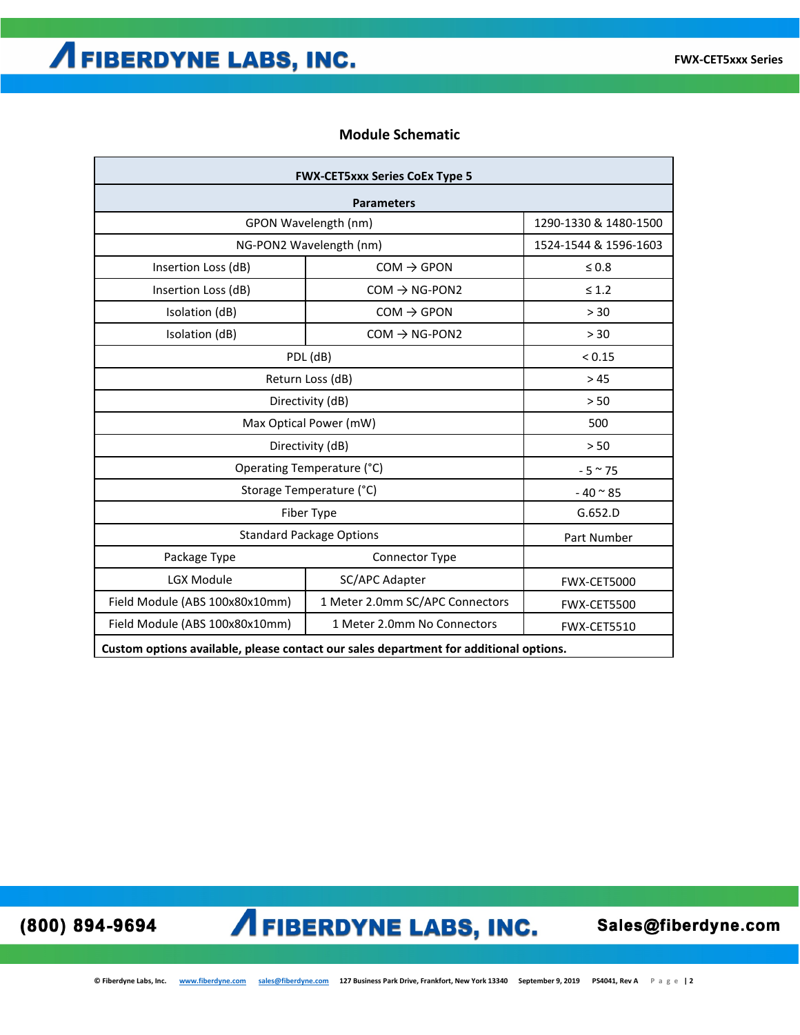## Module Schematic

| FWX-CET5xxx Series CoEx Type 5 | | |
|---|---|---|
| **Parameters** | | |
| GPON Wavelength (nm) | | 1290-1330 & 1480-1500 |
| NG-PON2 Wavelength (nm) | | 1524-1544 & 1596-1603 |
| Insertion Loss (dB) | COM → GPON | ≤ 0.8 |
| Insertion Loss (dB) | COM → NG-PON2 | ≤ 1.2 |
| Isolation (dB) | COM → GPON | > 30 |
| Isolation (dB) | COM → NG-PON2 | > 30 |
| PDL (dB) | | < 0.15 |
| Return Loss (dB) | | > 45 |
| Directivity (dB) | | > 50 |
| Max Optical Power (mW) | | 500 |
| Directivity (dB) | | > 50 |
| Operating Temperature (°C) | | - 5 ~ 75 |
| Storage Temperature (°C) | | - 40 ~ 85 |
| Fiber Type | | G.652.D |
| Standard Package Options | | Part Number |
| Package Type | Connector Type | |
| LGX Module | SC/APC Adapter | FWX-CET5000 |
| Field Module (ABS 100x80x10mm) | 1 Meter 2.0mm SC/APC Connectors | FWX-CET5500 |
| Field Module (ABS 100x80x10mm) | 1 Meter 2.0mm No Connectors | FWX-CET5510 |
| **Custom options available, please contact our sales department for additional options.** | | |

(800) 894-9694 FIBERDYNE LABS, INC. Sales@fiberdyne.com

© Fiberdyne Labs, Inc. www.fiberdyne.com sales@fiberdyne.com 127 Business Park Drive, Frankfort, New York 13340 September 9, 2019 PS4041, Rev A